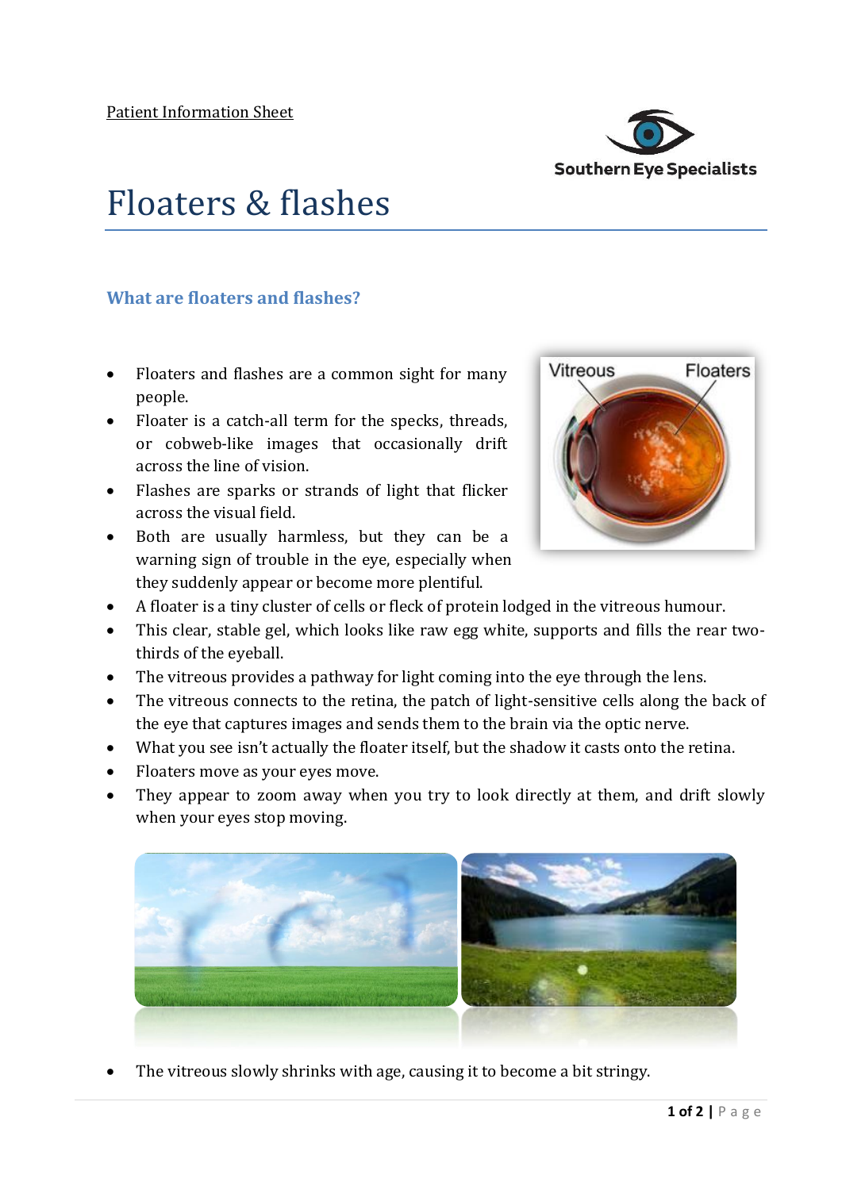Patient Information Sheet

Southern Eye Specialists

# Floaters & flashes

## What are floaters and flashes?

- Floaters and flashes are a common sight for many people.
- Floater is a catch-all term for the specks, threads, or cobweb-like images that occasionally drift across the line of vision.
- Flashes are sparks or strands of light that flicker across the visual field.
- Both are usually harmless, but they can be a warning sign of trouble in the eye, especially when they suddenly appear or become more plentiful.
- A floater is a tiny cluster of cells or fleck of protein lodged in the vitreous humour.
- This clear, stable gel, which looks like raw egg white, supports and fills the rear two-thirds of the eyeball.
- The vitreous provides a pathway for light coming into the eye through the lens.
- The vitreous connects to the retina, the patch of light-sensitive cells along the back of the eye that captures images and sends them to the brain via the optic nerve.
- What you see isn't actually the floater itself, but the shadow it casts onto the retina.
- Floaters move as your eyes move.
- They appear to zoom away when you try to look directly at them, and drift slowly when your eyes stop moving.
- The vitreous slowly shrinks with age, causing it to become a bit stringy.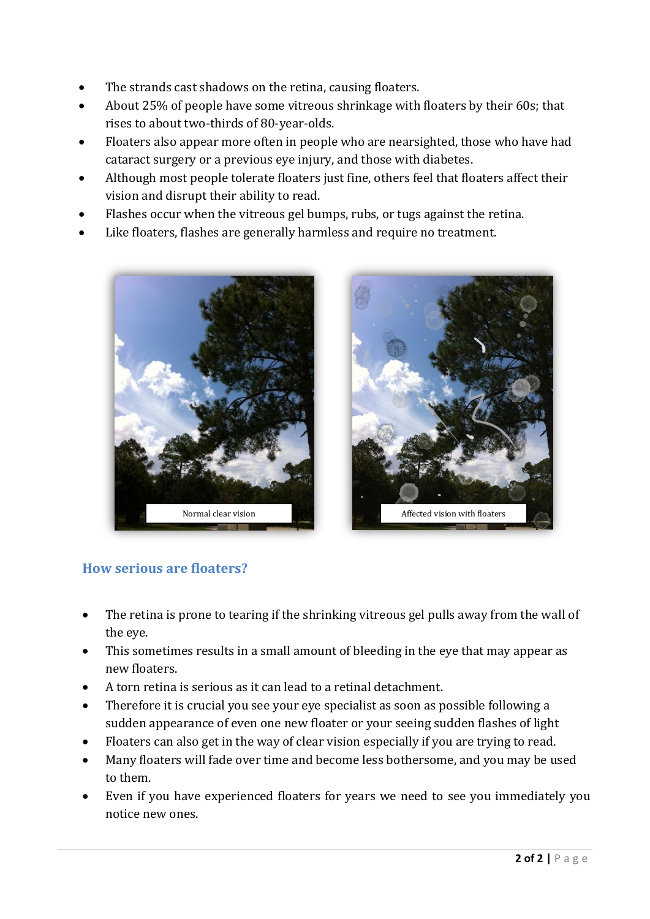- The strands cast shadows on the retina, causing floaters.
- About 25% of people have some vitreous shrinkage with floaters by their 60s; that rises to about two-thirds of 80-year-olds.
- Floaters also appear more often in people who are nearsighted, those who have had cataract surgery or a previous eye injury, and those with diabetes.
- Although most people tolerate floaters just fine, others feel that floaters affect their vision and disrupt their ability to read.
- Flashes occur when the vitreous gel bumps, rubs, or tugs against the retina.
- Like floaters, flashes are generally harmless and require no treatment.

Normal clear vision

Affected vision with floaters

## How serious are floaters?

- The retina is prone to tearing if the shrinking vitreous gel pulls away from the wall of the eye.
- This sometimes results in a small amount of bleeding in the eye that may appear as new floaters.
- A torn retina is serious as it can lead to a retinal detachment.
- Therefore it is crucial you see your eye specialist as soon as possible following a sudden appearance of even one new floater or your seeing sudden flashes of light
- Floaters can also get in the way of clear vision especially if you are trying to read.
- Many floaters will fade over time and become less bothersome, and you may be used to them.
- Even if you have experienced floaters for years we need to see you immediately you notice new ones.